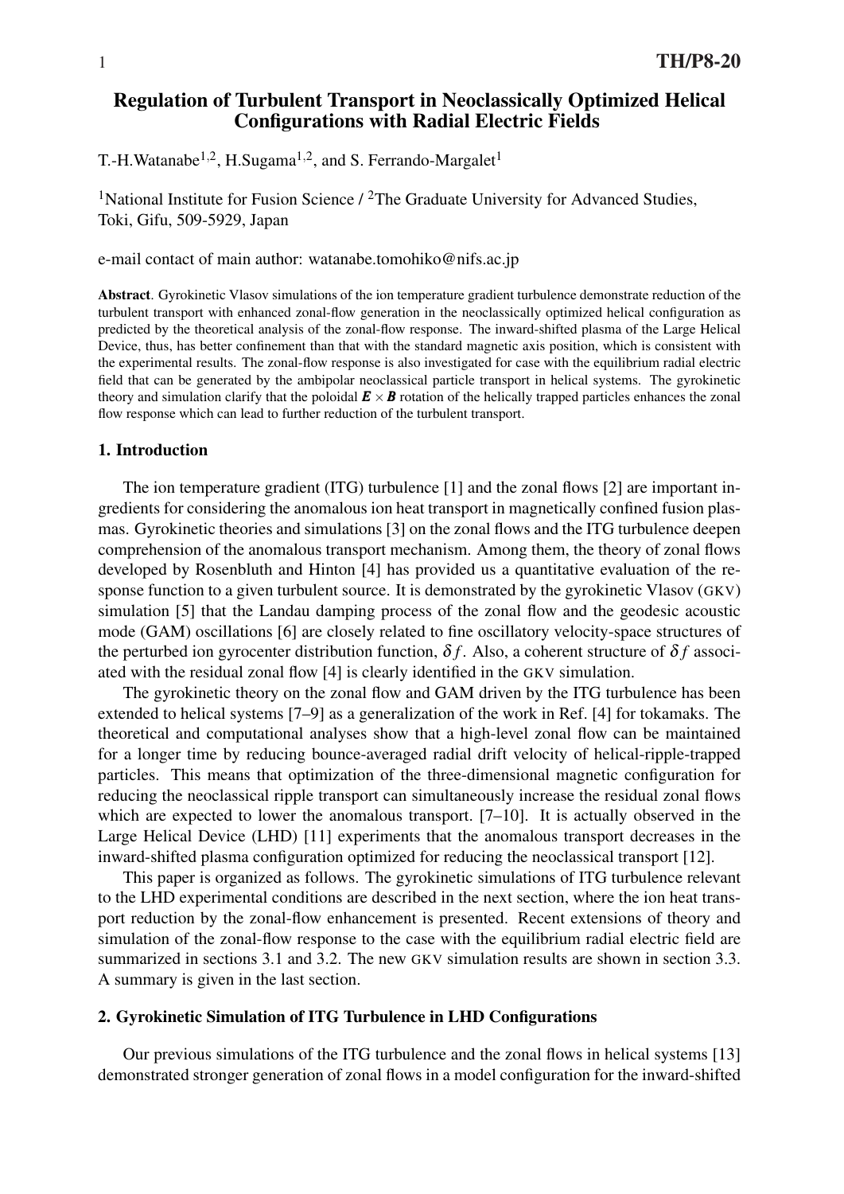# Regulation of Turbulent Transport in Neoclassically Optimized Helical Configurations with Radial Electric Fields

T.-H.Watanabe[1,2], H.Sugama[1,2], and S. Ferrando-Margalet[1]

[1]National Institute for Fusion Science / [2]The Graduate University for Advanced Studies, Toki, Gifu, 509-5929, Japan

e-mail contact of main author: watanabe.tomohiko@nifs.ac.jp

**Abstract**. Gyrokinetic Vlasov simulations of the ion temperature gradient turbulence demonstrate reduction of the turbulent transport with enhanced zonal-flow generation in the neoclassically optimized helical configuration as predicted by the theoretical analysis of the zonal-flow response. The inward-shifted plasma of the Large Helical Device, thus, has better confinement than that with the standard magnetic axis position, which is consistent with the experimental results. The zonal-flow response is also investigated for case with the equilibrium radial electric field that can be generated by the ambipolar neoclassical particle transport in helical systems. The gyrokinetic theory and simulation clarify that the poloidal $\boldsymbol{E} \times \boldsymbol{B}$ rotation of the helically trapped particles enhances the zonal flow response which can lead to further reduction of the turbulent transport.

## 1. Introduction

The ion temperature gradient (ITG) turbulence [1] and the zonal flows [2] are important ingredients for considering the anomalous ion heat transport in magnetically confined fusion plasmas. Gyrokinetic theories and simulations [3] on the zonal flows and the ITG turbulence deepen comprehension of the anomalous transport mechanism. Among them, the theory of zonal flows developed by Rosenbluth and Hinton [4] has provided us a quantitative evaluation of the response function to a given turbulent source. It is demonstrated by the gyrokinetic Vlasov (GKV) simulation [5] that the Landau damping process of the zonal flow and the geodesic acoustic mode (GAM) oscillations [6] are closely related to fine oscillatory velocity-space structures of the perturbed ion gyrocenter distribution function, $\delta f$. Also, a coherent structure of $\delta f$ associated with the residual zonal flow [4] is clearly identified in the GKV simulation.

The gyrokinetic theory on the zonal flow and GAM driven by the ITG turbulence has been extended to helical systems [7–9] as a generalization of the work in Ref. [4] for tokamaks. The theoretical and computational analyses show that a high-level zonal flow can be maintained for a longer time by reducing bounce-averaged radial drift velocity of helical-ripple-trapped particles. This means that optimization of the three-dimensional magnetic configuration for reducing the neoclassical ripple transport can simultaneously increase the residual zonal flows which are expected to lower the anomalous transport. [7–10]. It is actually observed in the Large Helical Device (LHD) [11] experiments that the anomalous transport decreases in the inward-shifted plasma configuration optimized for reducing the neoclassical transport [12].

This paper is organized as follows. The gyrokinetic simulations of ITG turbulence relevant to the LHD experimental conditions are described in the next section, where the ion heat transport reduction by the zonal-flow enhancement is presented. Recent extensions of theory and simulation of the zonal-flow response to the case with the equilibrium radial electric field are summarized in sections 3.1 and 3.2. The new GKV simulation results are shown in section 3.3. A summary is given in the last section.

## 2. Gyrokinetic Simulation of ITG Turbulence in LHD Configurations

Our previous simulations of the ITG turbulence and the zonal flows in helical systems [13] demonstrated stronger generation of zonal flows in a model configuration for the inward-shifted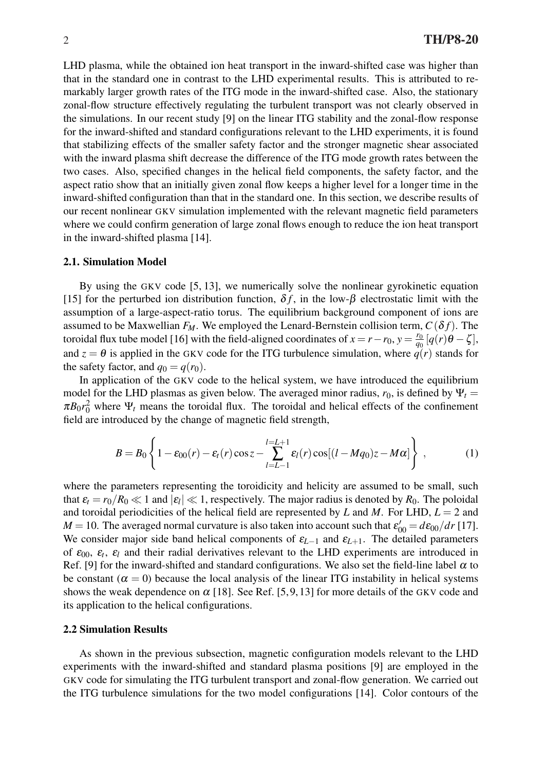LHD plasma, while the obtained ion heat transport in the inward-shifted case was higher than that in the standard one in contrast to the LHD experimental results. This is attributed to remarkably larger growth rates of the ITG mode in the inward-shifted case. Also, the stationary zonal-flow structure effectively regulating the turbulent transport was not clearly observed in the simulations. In our recent study [9] on the linear ITG stability and the zonal-flow response for the inward-shifted and standard configurations relevant to the LHD experiments, it is found that stabilizing effects of the smaller safety factor and the stronger magnetic shear associated with the inward plasma shift decrease the difference of the ITG mode growth rates between the two cases. Also, specified changes in the helical field components, the safety factor, and the aspect ratio show that an initially given zonal flow keeps a higher level for a longer time in the inward-shifted configuration than that in the standard one. In this section, we describe results of our recent nonlinear GKV simulation implemented with the relevant magnetic field parameters where we could confirm generation of large zonal flows enough to reduce the ion heat transport in the inward-shifted plasma [14].

### 2.1. Simulation Model

By using the GKV code [5, 13], we numerically solve the nonlinear gyrokinetic equation [15] for the perturbed ion distribution function, $\delta f$, in the low-$\beta$ electrostatic limit with the assumption of a large-aspect-ratio torus. The equilibrium background component of ions are assumed to be Maxwellian $F_M$. We employed the Lenard-Bernstein collision term, $C(\delta f)$. The toroidal flux tube model [16] with the field-aligned coordinates of $x = r - r_0$, $y = \frac{r_0}{q_0}[q(r)\theta - \zeta]$, and $z = \theta$ is applied in the GKV code for the ITG turbulence simulation, where $q(r)$ stands for the safety factor, and $q_0 = q(r_0)$.

In application of the GKV code to the helical system, we have introduced the equilibrium model for the LHD plasmas as given below. The averaged minor radius, $r_0$, is defined by $\Psi_t = \pi B_0 r_0^2$ where $\Psi_t$ means the toroidal flux. The toroidal and helical effects of the confinement field are introduced by the change of magnetic field strength,

$$B = B_0 \left\{ 1 - \varepsilon_{00}(r) - \varepsilon_t(r)\cos z - \sum_{l=L-1}^{l=L+1} \varepsilon_l(r)\cos[(l - Mq_0)z - M\alpha] \right\} , \tag{1}$$

where the parameters representing the toroidicity and helicity are assumed to be small, such that $\varepsilon_t = r_0/R_0 \ll 1$ and $|\varepsilon_l| \ll 1$, respectively. The major radius is denoted by $R_0$. The poloidal and toroidal periodicities of the helical field are represented by $L$ and $M$. For LHD, $L = 2$ and $M = 10$. The averaged normal curvature is also taken into account such that $\varepsilon'_{00} = d\varepsilon_{00}/dr$ [17]. We consider major side band helical components of $\varepsilon_{L-1}$ and $\varepsilon_{L+1}$. The detailed parameters of $\varepsilon_{00}$, $\varepsilon_t$, $\varepsilon_l$ and their radial derivatives relevant to the LHD experiments are introduced in Ref. [9] for the inward-shifted and standard configurations. We also set the field-line label $\alpha$ to be constant ($\alpha = 0$) because the local analysis of the linear ITG instability in helical systems shows the weak dependence on $\alpha$ [18]. See Ref. [5, 9, 13] for more details of the GKV code and its application to the helical configurations.

### 2.2 Simulation Results

As shown in the previous subsection, magnetic configuration models relevant to the LHD experiments with the inward-shifted and standard plasma positions [9] are employed in the GKV code for simulating the ITG turbulent transport and zonal-flow generation. We carried out the ITG turbulence simulations for the two model configurations [14]. Color contours of the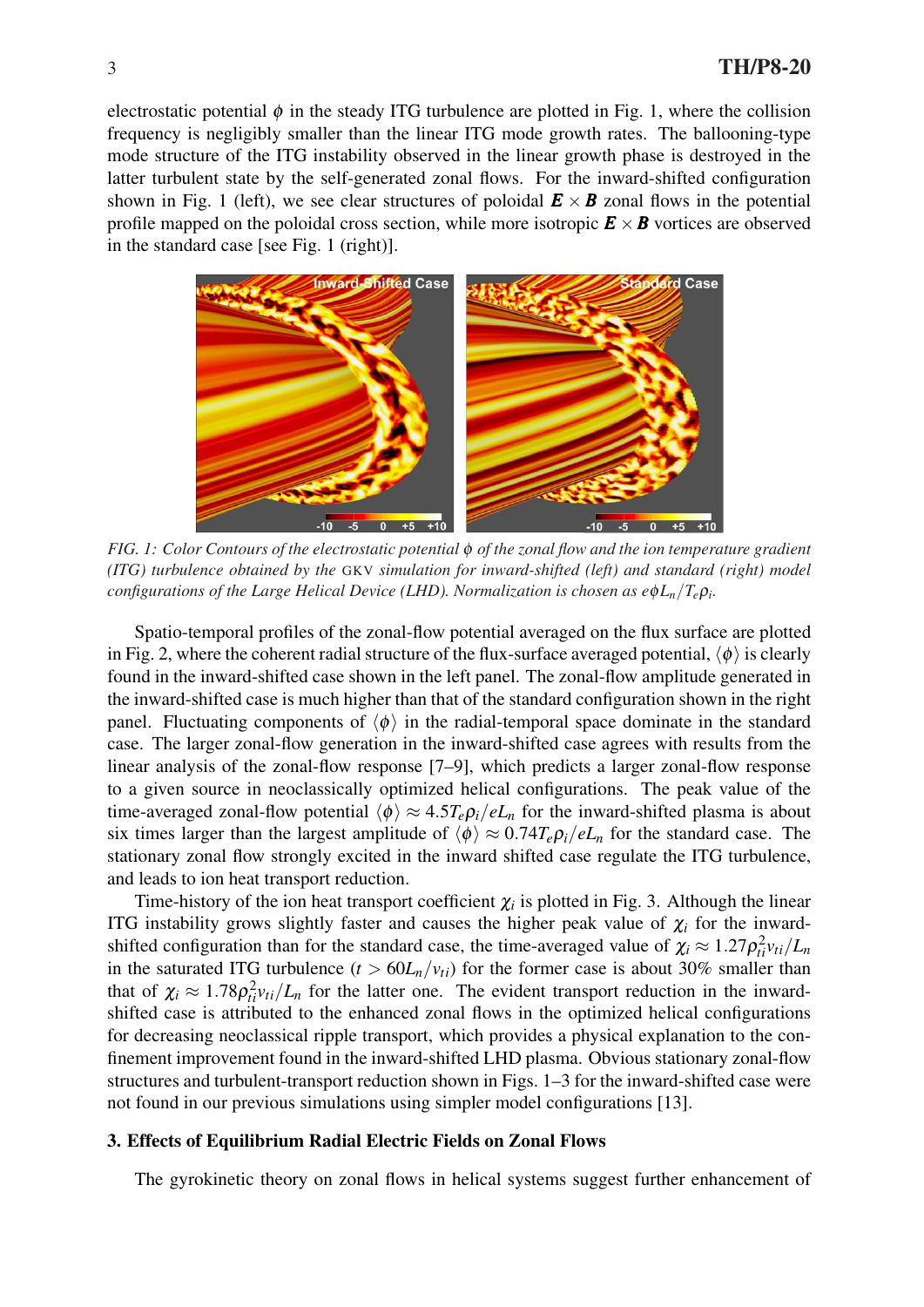electrostatic potential $\phi$ in the steady ITG turbulence are plotted in Fig. 1, where the collision frequency is negligibly smaller than the linear ITG mode growth rates. The ballooning-type mode structure of the ITG instability observed in the linear growth phase is destroyed in the latter turbulent state by the self-generated zonal flows. For the inward-shifted configuration shown in Fig. 1 (left), we see clear structures of poloidal $\boldsymbol{E} \times \boldsymbol{B}$ zonal flows in the potential profile mapped on the poloidal cross section, while more isotropic $\boldsymbol{E} \times \boldsymbol{B}$ vortices are observed in the standard case [see Fig. 1 (right)].

*FIG. 1: Color Contours of the electrostatic potential $\phi$ of the zonal flow and the ion temperature gradient (ITG) turbulence obtained by the GKV simulation for inward-shifted (left) and standard (right) model configurations of the Large Helical Device (LHD). Normalization is chosen as $e\phi L_n/T_e\rho_i$.*

Spatio-temporal profiles of the zonal-flow potential averaged on the flux surface are plotted in Fig. 2, where the coherent radial structure of the flux-surface averaged potential, $\langle\phi\rangle$ is clearly found in the inward-shifted case shown in the left panel. The zonal-flow amplitude generated in the inward-shifted case is much higher than that of the standard configuration shown in the right panel. Fluctuating components of $\langle\phi\rangle$ in the radial-temporal space dominate in the standard case. The larger zonal-flow generation in the inward-shifted case agrees with results from the linear analysis of the zonal-flow response [7–9], which predicts a larger zonal-flow response to a given source in neoclassically optimized helical configurations. The peak value of the time-averaged zonal-flow potential $\langle\phi\rangle \approx 4.5 T_e\rho_i/eL_n$ for the inward-shifted plasma is about six times larger than the largest amplitude of $\langle\phi\rangle \approx 0.74 T_e\rho_i/eL_n$ for the standard case. The stationary zonal flow strongly excited in the inward shifted case regulate the ITG turbulence, and leads to ion heat transport reduction.

Time-history of the ion heat transport coefficient $\chi_i$ is plotted in Fig. 3. Although the linear ITG instability grows slightly faster and causes the higher peak value of $\chi_i$ for the inward-shifted configuration than for the standard case, the time-averaged value of $\chi_i \approx 1.27\rho_{ti}^2 v_{ti}/L_n$ in the saturated ITG turbulence ($t > 60 L_n/v_{ti}$) for the former case is about 30% smaller than that of $\chi_i \approx 1.78\rho_{ti}^2 v_{ti}/L_n$ for the latter one. The evident transport reduction in the inward-shifted case is attributed to the enhanced zonal flows in the optimized helical configurations for decreasing neoclassical ripple transport, which provides a physical explanation to the confinement improvement found in the inward-shifted LHD plasma. Obvious stationary zonal-flow structures and turbulent-transport reduction shown in Figs. 1–3 for the inward-shifted case were not found in our previous simulations using simpler model configurations [13].

### 3. Effects of Equilibrium Radial Electric Fields on Zonal Flows

The gyrokinetic theory on zonal flows in helical systems suggest further enhancement of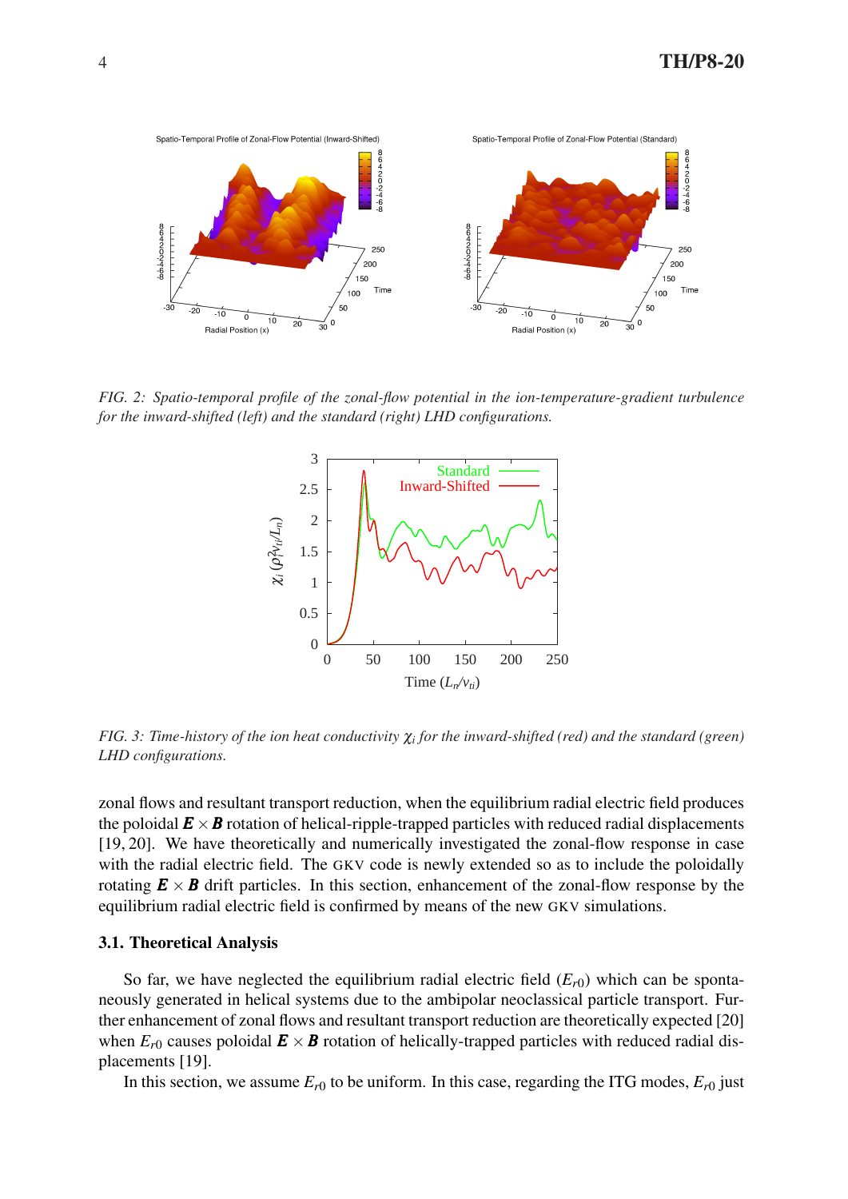*FIG. 2: Spatio-temporal profile of the zonal-flow potential in the ion-temperature-gradient turbulence for the inward-shifted (left) and the standard (right) LHD configurations.*

*FIG. 3: Time-history of the ion heat conductivity $\chi_i$ for the inward-shifted (red) and the standard (green) LHD configurations.*

zonal flows and resultant transport reduction, when the equilibrium radial electric field produces the poloidal $\boldsymbol{E} \times \boldsymbol{B}$ rotation of helical-ripple-trapped particles with reduced radial displacements [19, 20]. We have theoretically and numerically investigated the zonal-flow response in case with the radial electric field. The GKV code is newly extended so as to include the poloidally rotating $\boldsymbol{E} \times \boldsymbol{B}$ drift particles. In this section, enhancement of the zonal-flow response by the equilibrium radial electric field is confirmed by means of the new GKV simulations.

### 3.1. Theoretical Analysis

So far, we have neglected the equilibrium radial electric field ($E_{r0}$) which can be spontaneously generated in helical systems due to the ambipolar neoclassical particle transport. Further enhancement of zonal flows and resultant transport reduction are theoretically expected [20] when $E_{r0}$ causes poloidal $\boldsymbol{E} \times \boldsymbol{B}$ rotation of helically-trapped particles with reduced radial displacements [19].

In this section, we assume $E_{r0}$ to be uniform. In this case, regarding the ITG modes, $E_{r0}$ just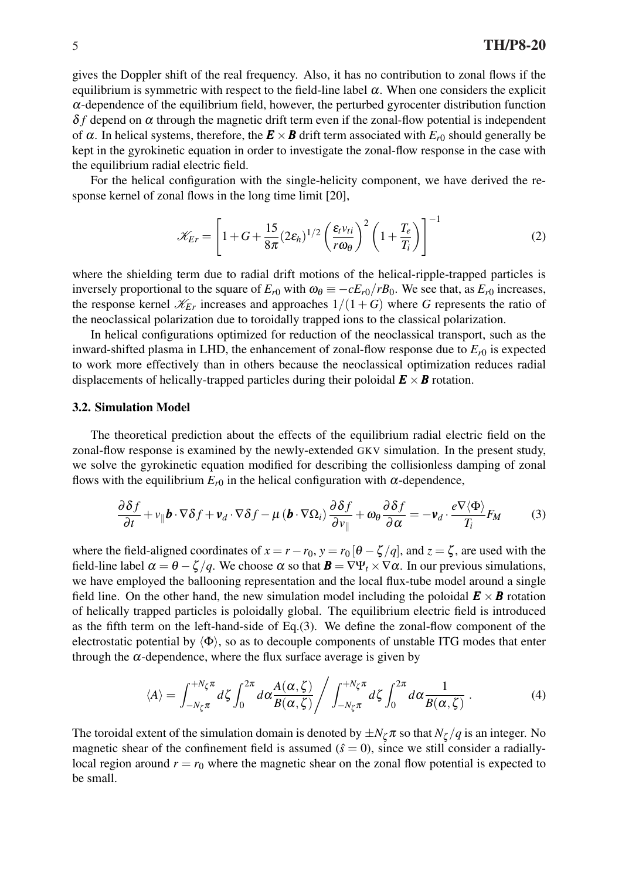gives the Doppler shift of the real frequency. Also, it has no contribution to zonal flows if the equilibrium is symmetric with respect to the field-line label $\alpha$. When one considers the explicit $\alpha$-dependence of the equilibrium field, however, the perturbed gyrocenter distribution function $\delta f$ depend on $\alpha$ through the magnetic drift term even if the zonal-flow potential is independent of $\alpha$. In helical systems, therefore, the $\boldsymbol{E} \times \boldsymbol{B}$ drift term associated with $E_{r0}$ should generally be kept in the gyrokinetic equation in order to investigate the zonal-flow response in the case with the equilibrium radial electric field.

For the helical configuration with the single-helicity component, we have derived the response kernel of zonal flows in the long time limit [20],

$$\mathscr{K}_{Er} = \left[ 1 + G + \frac{15}{8\pi} (2\varepsilon_h)^{1/2} \left( \frac{\varepsilon_t v_{ti}}{r \omega_\theta} \right)^2 \left( 1 + \frac{T_e}{T_i} \right) \right]^{-1} \tag{2}$$

where the shielding term due to radial drift motions of the helical-ripple-trapped particles is inversely proportional to the square of $E_{r0}$ with $\omega_\theta \equiv -cE_{r0}/rB_0$. We see that, as $E_{r0}$ increases, the response kernel $\mathscr{K}_{Er}$ increases and approaches $1/(1+G)$ where $G$ represents the ratio of the neoclassical polarization due to toroidally trapped ions to the classical polarization.

In helical configurations optimized for reduction of the neoclassical transport, such as the inward-shifted plasma in LHD, the enhancement of zonal-flow response due to $E_{r0}$ is expected to work more effectively than in others because the neoclassical optimization reduces radial displacements of helically-trapped particles during their poloidal $\boldsymbol{E} \times \boldsymbol{B}$ rotation.

### 3.2. Simulation Model

The theoretical prediction about the effects of the equilibrium radial electric field on the zonal-flow response is examined by the newly-extended GKV simulation. In the present study, we solve the gyrokinetic equation modified for describing the collisionless damping of zonal flows with the equilibrium $E_{r0}$ in the helical configuration with $\alpha$-dependence,

$$\frac{\partial \delta f}{\partial t} + v_\parallel \boldsymbol{b} \cdot \nabla \delta f + \boldsymbol{v}_d \cdot \nabla \delta f - \mu \left( \boldsymbol{b} \cdot \nabla \Omega_i \right) \frac{\partial \delta f}{\partial v_\parallel} + \omega_\theta \frac{\partial \delta f}{\partial \alpha} = -\boldsymbol{v}_d \cdot \frac{e \nabla \langle \Phi \rangle}{T_i} F_M \tag{3}$$

where the field-aligned coordinates of $x = r - r_0$, $y = r_0 [\theta - \zeta/q]$, and $z = \zeta$, are used with the field-line label $\alpha = \theta - \zeta/q$. We choose $\alpha$ so that $\boldsymbol{B} = \nabla \Psi_t \times \nabla \alpha$. In our previous simulations, we have employed the ballooning representation and the local flux-tube model around a single field line. On the other hand, the new simulation model including the poloidal $\boldsymbol{E} \times \boldsymbol{B}$ rotation of helically trapped particles is poloidally global. The equilibrium electric field is introduced as the fifth term on the left-hand-side of Eq.(3). We define the zonal-flow component of the electrostatic potential by $\langle \Phi \rangle$, so as to decouple components of unstable ITG modes that enter through the $\alpha$-dependence, where the flux surface average is given by

$$\langle A \rangle = \int_{-N_\zeta \pi}^{+N_\zeta \pi} d\zeta \int_0^{2\pi} d\alpha \frac{A(\alpha, \zeta)}{B(\alpha, \zeta)} \Bigg/ \int_{-N_\zeta \pi}^{+N_\zeta \pi} d\zeta \int_0^{2\pi} d\alpha \frac{1}{B(\alpha, \zeta)} \; . \tag{4}$$

The toroidal extent of the simulation domain is denoted by $\pm N_\zeta \pi$ so that $N_\zeta / q$ is an integer. No magnetic shear of the confinement field is assumed ($\hat{s} = 0$), since we still consider a radially-local region around $r = r_0$ where the magnetic shear on the zonal flow potential is expected to be small.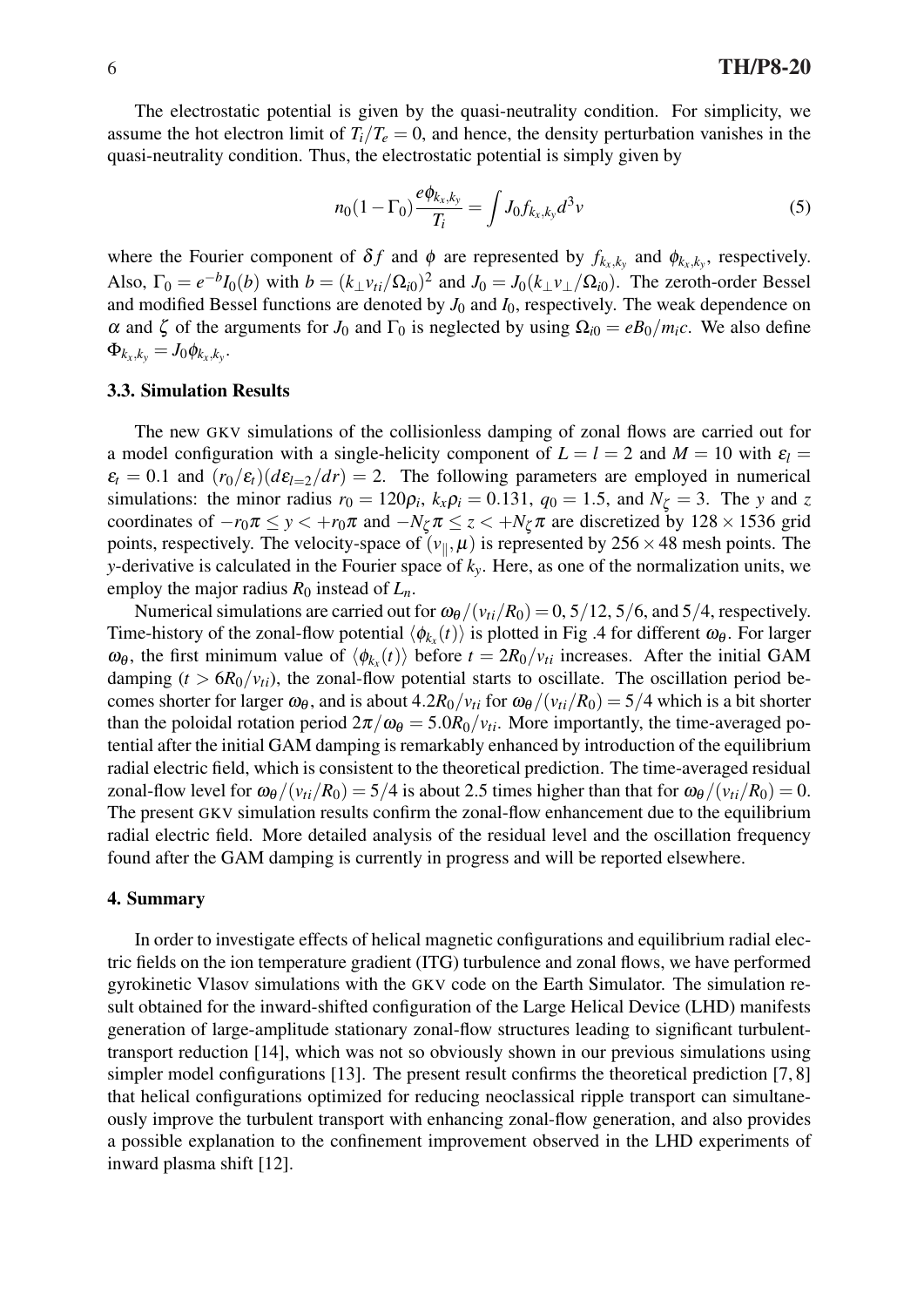The electrostatic potential is given by the quasi-neutrality condition. For simplicity, we assume the hot electron limit of $T_i/T_e = 0$, and hence, the density perturbation vanishes in the quasi-neutrality condition. Thus, the electrostatic potential is simply given by

$$n_0(1-\Gamma_0)\frac{e\phi_{k_x,k_y}}{T_i} = \int J_0 f_{k_x,k_y} d^3v \tag{5}$$

where the Fourier component of $\delta f$ and $\phi$ are represented by $f_{k_x,k_y}$ and $\phi_{k_x,k_y}$, respectively. Also, $\Gamma_0 = e^{-b}I_0(b)$ with $b = (k_\perp v_{ti}/\Omega_{i0})^2$ and $J_0 = J_0(k_\perp v_\perp/\Omega_{i0})$. The zeroth-order Bessel and modified Bessel functions are denoted by $J_0$ and $I_0$, respectively. The weak dependence on $\alpha$ and $\zeta$ of the arguments for $J_0$ and $\Gamma_0$ is neglected by using $\Omega_{i0} = eB_0/m_i c$. We also define $\Phi_{k_x,k_y} = J_0\phi_{k_x,k_y}$.

### 3.3. Simulation Results

The new GKV simulations of the collisionless damping of zonal flows are carried out for a model configuration with a single-helicity component of $L = l = 2$ and $M = 10$ with $\varepsilon_l = \varepsilon_t = 0.1$ and $(r_0/\varepsilon_t)(d\varepsilon_{l=2}/dr) = 2$. The following parameters are employed in numerical simulations: the minor radius $r_0 = 120\rho_i$, $k_x\rho_i = 0.131$, $q_0 = 1.5$, and $N_\zeta = 3$. The $y$ and $z$ coordinates of $-r_0\pi \leq y < +r_0\pi$ and $-N_\zeta\pi \leq z < +N_\zeta\pi$ are discretized by $128 \times 1536$ grid points, respectively. The velocity-space of $(v_\parallel, \mu)$ is represented by $256 \times 48$ mesh points. The $y$-derivative is calculated in the Fourier space of $k_y$. Here, as one of the normalization units, we employ the major radius $R_0$ instead of $L_n$.

Numerical simulations are carried out for $\omega_\theta/(v_{ti}/R_0) = 0, 5/12, 5/6$, and $5/4$, respectively. Time-history of the zonal-flow potential $\langle\phi_{k_x}(t)\rangle$ is plotted in Fig .4 for different $\omega_\theta$. For larger $\omega_\theta$, the first minimum value of $\langle\phi_{k_x}(t)\rangle$ before $t = 2R_0/v_{ti}$ increases. After the initial GAM damping ($t > 6R_0/v_{ti}$), the zonal-flow potential starts to oscillate. The oscillation period becomes shorter for larger $\omega_\theta$, and is about $4.2R_0/v_{ti}$ for $\omega_\theta/(v_{ti}/R_0) = 5/4$ which is a bit shorter than the poloidal rotation period $2\pi/\omega_\theta = 5.0R_0/v_{ti}$. More importantly, the time-averaged potential after the initial GAM damping is remarkably enhanced by introduction of the equilibrium radial electric field, which is consistent to the theoretical prediction. The time-averaged residual zonal-flow level for $\omega_\theta/(v_{ti}/R_0) = 5/4$ is about 2.5 times higher than that for $\omega_\theta/(v_{ti}/R_0) = 0$. The present GKV simulation results confirm the zonal-flow enhancement due to the equilibrium radial electric field. More detailed analysis of the residual level and the oscillation frequency found after the GAM damping is currently in progress and will be reported elsewhere.

## 4. Summary

In order to investigate effects of helical magnetic configurations and equilibrium radial electric fields on the ion temperature gradient (ITG) turbulence and zonal flows, we have performed gyrokinetic Vlasov simulations with the GKV code on the Earth Simulator. The simulation result obtained for the inward-shifted configuration of the Large Helical Device (LHD) manifests generation of large-amplitude stationary zonal-flow structures leading to significant turbulent-transport reduction [14], which was not so obviously shown in our previous simulations using simpler model configurations [13]. The present result confirms the theoretical prediction [7, 8] that helical configurations optimized for reducing neoclassical ripple transport can simultaneously improve the turbulent transport with enhancing zonal-flow generation, and also provides a possible explanation to the confinement improvement observed in the LHD experiments of inward plasma shift [12].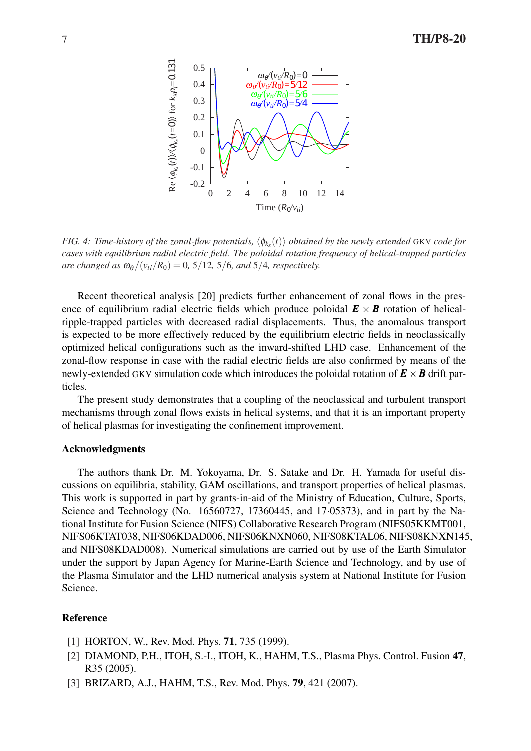*FIG. 4: Time-history of the zonal-flow potentials, $\langle \phi_{k_x}(t) \rangle$ obtained by the newly extended* GKV *code for cases with equilibrium radial electric field. The poloidal rotation frequency of helical-trapped particles are changed as $\omega_\theta/(v_{ti}/R_0) = 0,\ 5/12,\ 5/6,$ and $5/4$, respectively.*

Recent theoretical analysis [20] predicts further enhancement of zonal flows in the presence of equilibrium radial electric fields which produce poloidal $\boldsymbol{E} \times \boldsymbol{B}$ rotation of helical-ripple-trapped particles with decreased radial displacements. Thus, the anomalous transport is expected to be more effectively reduced by the equilibrium electric fields in neoclassically optimized helical configurations such as the inward-shifted LHD case. Enhancement of the zonal-flow response in case with the radial electric fields are also confirmed by means of the newly-extended GKV simulation code which introduces the poloidal rotation of $\boldsymbol{E} \times \boldsymbol{B}$ drift particles.

The present study demonstrates that a coupling of the neoclassical and turbulent transport mechanisms through zonal flows exists in helical systems, and that it is an important property of helical plasmas for investigating the confinement improvement.

### Acknowledgments

The authors thank Dr. M. Yokoyama, Dr. S. Satake and Dr. H. Yamada for useful discussions on equilibria, stability, GAM oscillations, and transport properties of helical plasmas. This work is supported in part by grants-in-aid of the Ministry of Education, Culture, Sports, Science and Technology (No. 16560727, 17360445, and 17·05373), and in part by the National Institute for Fusion Science (NIFS) Collaborative Research Program (NIFS05KKMT001, NIFS06KTAT038, NIFS06KDAD006, NIFS06KNXN060, NIFS08KTAL06, NIFS08KNXN145, and NIFS08KDAD008). Numerical simulations are carried out by use of the Earth Simulator under the support by Japan Agency for Marine-Earth Science and Technology, and by use of the Plasma Simulator and the LHD numerical analysis system at National Institute for Fusion Science.

### Reference

[1] HORTON, W., Rev. Mod. Phys. **71**, 735 (1999).

[2] DIAMOND, P.H., ITOH, S.-I., ITOH, K., HAHM, T.S., Plasma Phys. Control. Fusion **47**, R35 (2005).

[3] BRIZARD, A.J., HAHM, T.S., Rev. Mod. Phys. **79**, 421 (2007).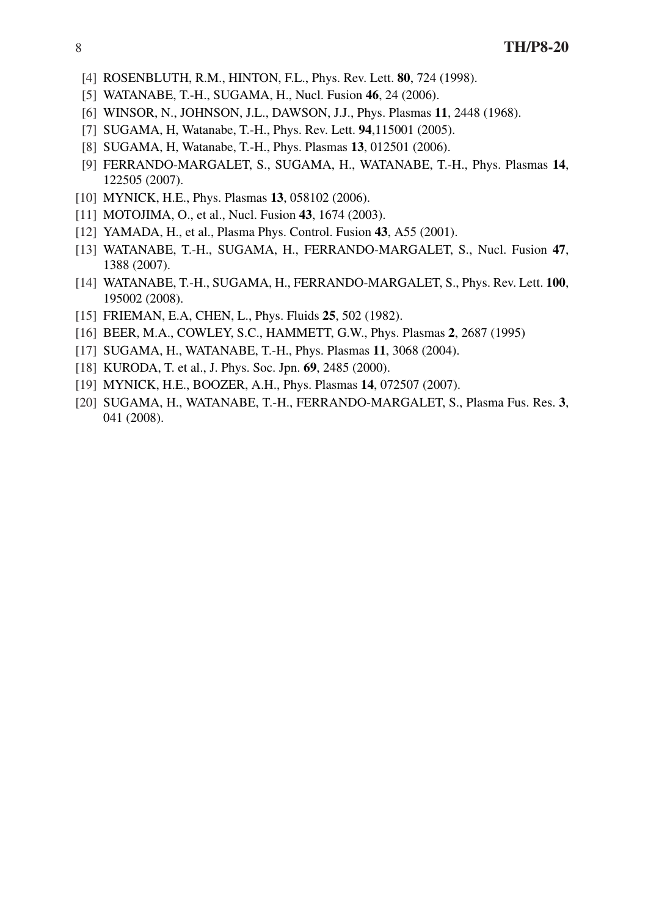[4] ROSENBLUTH, R.M., HINTON, F.L., Phys. Rev. Lett. **80**, 724 (1998).

[5] WATANABE, T.-H., SUGAMA, H., Nucl. Fusion **46**, 24 (2006).

[6] WINSOR, N., JOHNSON, J.L., DAWSON, J.J., Phys. Plasmas **11**, 2448 (1968).

[7] SUGAMA, H, Watanabe, T.-H., Phys. Rev. Lett. **94**,115001 (2005).

[8] SUGAMA, H, Watanabe, T.-H., Phys. Plasmas **13**, 012501 (2006).

[9] FERRANDO-MARGALET, S., SUGAMA, H., WATANABE, T.-H., Phys. Plasmas **14**, 122505 (2007).

[10] MYNICK, H.E., Phys. Plasmas **13**, 058102 (2006).

[11] MOTOJIMA, O., et al., Nucl. Fusion **43**, 1674 (2003).

[12] YAMADA, H., et al., Plasma Phys. Control. Fusion **43**, A55 (2001).

[13] WATANABE, T.-H., SUGAMA, H., FERRANDO-MARGALET, S., Nucl. Fusion **47**, 1388 (2007).

[14] WATANABE, T.-H., SUGAMA, H., FERRANDO-MARGALET, S., Phys. Rev. Lett. **100**, 195002 (2008).

[15] FRIEMAN, E.A, CHEN, L., Phys. Fluids **25**, 502 (1982).

[16] BEER, M.A., COWLEY, S.C., HAMMETT, G.W., Phys. Plasmas **2**, 2687 (1995)

[17] SUGAMA, H., WATANABE, T.-H., Phys. Plasmas **11**, 3068 (2004).

[18] KURODA, T. et al., J. Phys. Soc. Jpn. **69**, 2485 (2000).

[19] MYNICK, H.E., BOOZER, A.H., Phys. Plasmas **14**, 072507 (2007).

[20] SUGAMA, H., WATANABE, T.-H., FERRANDO-MARGALET, S., Plasma Fus. Res. **3**, 041 (2008).